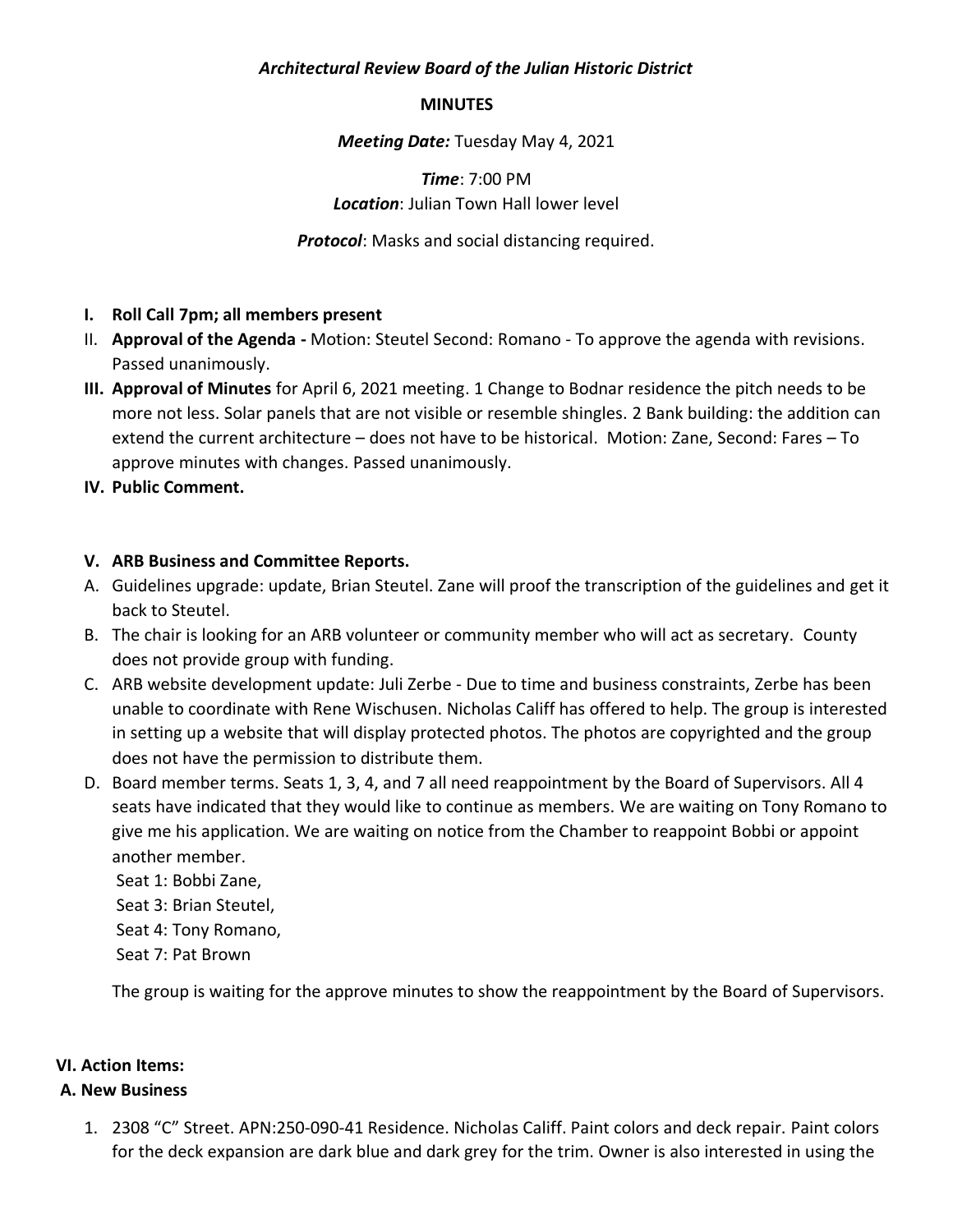***Architectural Review Board of the Julian Historic District***

**MINUTES**

***Meeting Date:*** Tuesday May 4, 2021

***Time***: 7:00 PM
***Location***: Julian Town Hall lower level

***Protocol***: Masks and social distancing required.

- **I. Roll Call 7pm; all members present**
- II. **Approval of the Agenda -** Motion: Steutel Second: Romano - To approve the agenda with revisions. Passed unanimously.
- **III. Approval of Minutes** for April 6, 2021 meeting. 1 Change to Bodnar residence the pitch needs to be more not less. Solar panels that are not visible or resemble shingles. 2 Bank building: the addition can extend the current architecture – does not have to be historical. Motion: Zane, Second: Fares – To approve minutes with changes. Passed unanimously.
- **IV. Public Comment.**

**V. ARB Business and Committee Reports.**

A. Guidelines upgrade: update, Brian Steutel. Zane will proof the transcription of the guidelines and get it back to Steutel.

B. The chair is looking for an ARB volunteer or community member who will act as secretary. County does not provide group with funding.

C. ARB website development update: Juli Zerbe - Due to time and business constraints, Zerbe has been unable to coordinate with Rene Wischusen. Nicholas Califf has offered to help. The group is interested in setting up a website that will display protected photos. The photos are copyrighted and the group does not have the permission to distribute them.

D. Board member terms. Seats 1, 3, 4, and 7 all need reappointment by the Board of Supervisors. All 4 seats have indicated that they would like to continue as members. We are waiting on Tony Romano to give me his application. We are waiting on notice from the Chamber to reappoint Bobbi or appoint another member.
Seat 1: Bobbi Zane,
Seat 3: Brian Steutel,
Seat 4: Tony Romano,
Seat 7: Pat Brown

The group is waiting for the approve minutes to show the reappointment by the Board of Supervisors.

**VI. Action Items:**

**A. New Business**

1. 2308 "C" Street. APN:250-090-41 Residence. Nicholas Califf. Paint colors and deck repair. Paint colors for the deck expansion are dark blue and dark grey for the trim. Owner is also interested in using the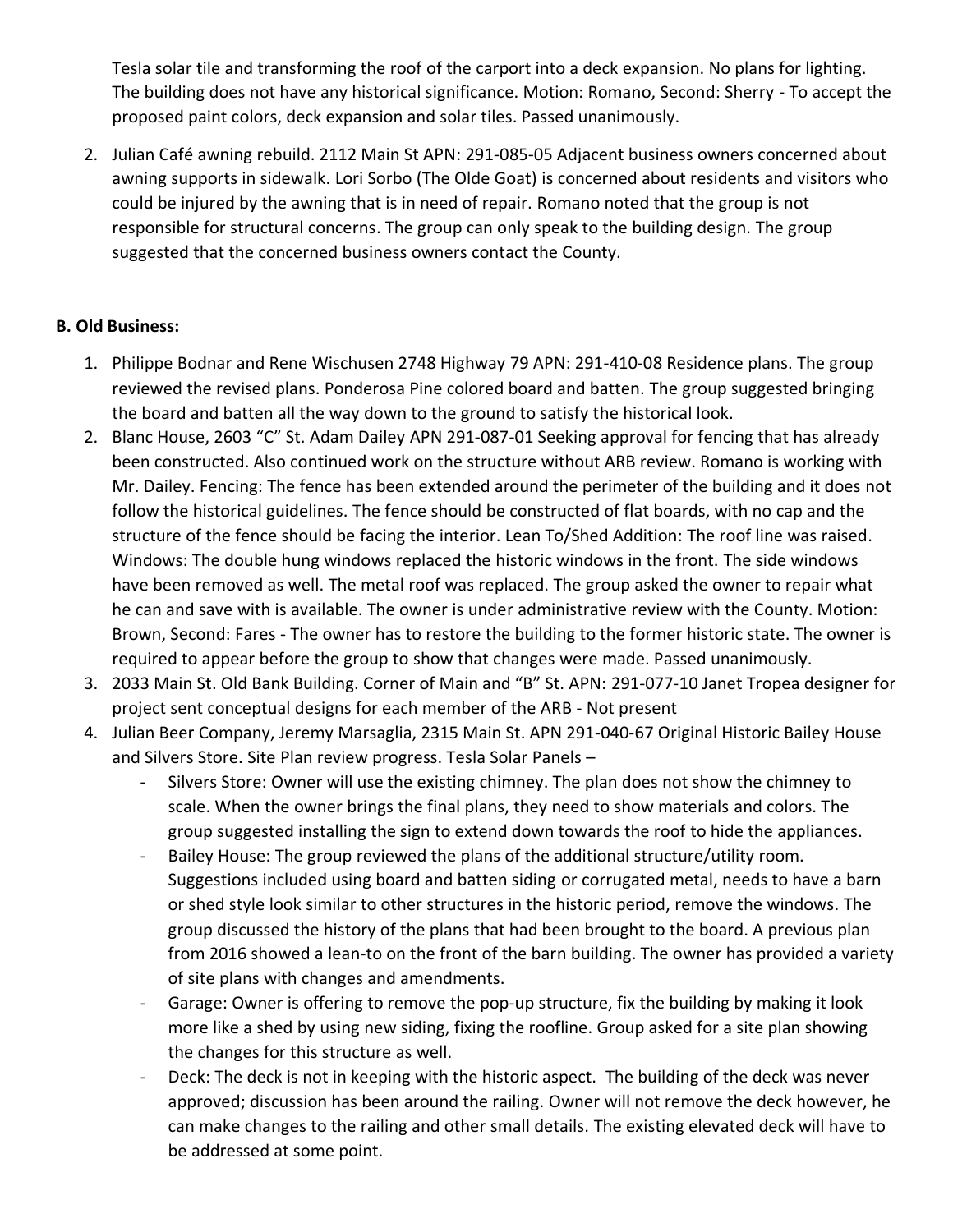Tesla solar tile and transforming the roof of the carport into a deck expansion. No plans for lighting. The building does not have any historical significance. Motion: Romano, Second: Sherry - To accept the proposed paint colors, deck expansion and solar tiles. Passed unanimously.

2. Julian Café awning rebuild. 2112 Main St APN: 291-085-05 Adjacent business owners concerned about awning supports in sidewalk. Lori Sorbo (The Olde Goat) is concerned about residents and visitors who could be injured by the awning that is in need of repair. Romano noted that the group is not responsible for structural concerns. The group can only speak to the building design. The group suggested that the concerned business owners contact the County.

**B. Old Business:**

1. Philippe Bodnar and Rene Wischusen 2748 Highway 79 APN: 291-410-08 Residence plans. The group reviewed the revised plans. Ponderosa Pine colored board and batten. The group suggested bringing the board and batten all the way down to the ground to satisfy the historical look.
2. Blanc House, 2603 "C" St. Adam Dailey APN 291-087-01 Seeking approval for fencing that has already been constructed. Also continued work on the structure without ARB review. Romano is working with Mr. Dailey. Fencing: The fence has been extended around the perimeter of the building and it does not follow the historical guidelines. The fence should be constructed of flat boards, with no cap and the structure of the fence should be facing the interior. Lean To/Shed Addition: The roof line was raised. Windows: The double hung windows replaced the historic windows in the front. The side windows have been removed as well. The metal roof was replaced. The group asked the owner to repair what he can and save with is available. The owner is under administrative review with the County. Motion: Brown, Second: Fares - The owner has to restore the building to the former historic state. The owner is required to appear before the group to show that changes were made. Passed unanimously.
3. 2033 Main St. Old Bank Building. Corner of Main and "B" St. APN: 291-077-10 Janet Tropea designer for project sent conceptual designs for each member of the ARB - Not present
4. Julian Beer Company, Jeremy Marsaglia, 2315 Main St. APN 291-040-67 Original Historic Bailey House and Silvers Store. Site Plan review progress. Tesla Solar Panels –
   - Silvers Store: Owner will use the existing chimney. The plan does not show the chimney to scale. When the owner brings the final plans, they need to show materials and colors. The group suggested installing the sign to extend down towards the roof to hide the appliances.
   - Bailey House: The group reviewed the plans of the additional structure/utility room. Suggestions included using board and batten siding or corrugated metal, needs to have a barn or shed style look similar to other structures in the historic period, remove the windows. The group discussed the history of the plans that had been brought to the board. A previous plan from 2016 showed a lean-to on the front of the barn building. The owner has provided a variety of site plans with changes and amendments.
   - Garage: Owner is offering to remove the pop-up structure, fix the building by making it look more like a shed by using new siding, fixing the roofline. Group asked for a site plan showing the changes for this structure as well.
   - Deck: The deck is not in keeping with the historic aspect. The building of the deck was never approved; discussion has been around the railing. Owner will not remove the deck however, he can make changes to the railing and other small details. The existing elevated deck will have to be addressed at some point.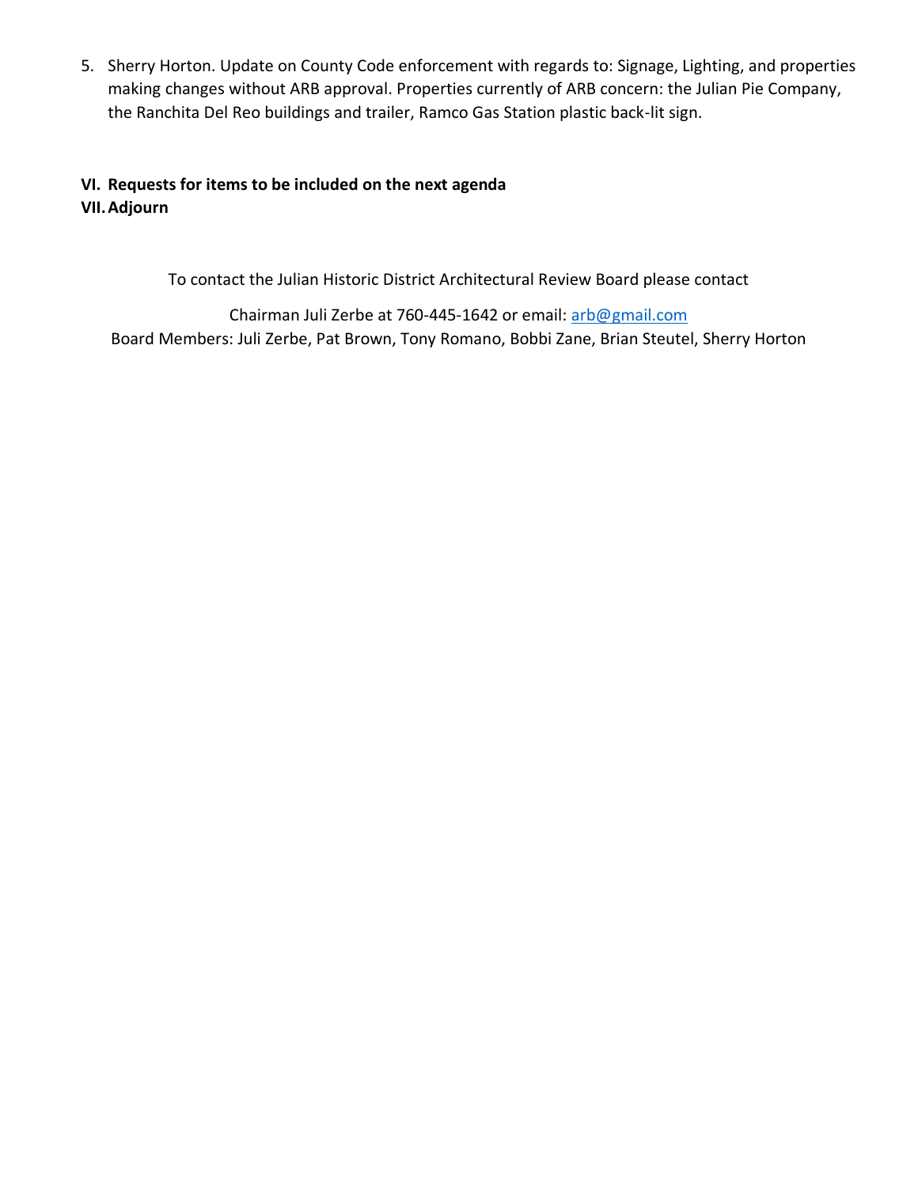5. Sherry Horton. Update on County Code enforcement with regards to: Signage, Lighting, and properties making changes without ARB approval. Properties currently of ARB concern: the Julian Pie Company, the Ranchita Del Reo buildings and trailer, Ramco Gas Station plastic back-lit sign.

**VI. Requests for items to be included on the next agenda**

**VII. Adjourn**

To contact the Julian Historic District Architectural Review Board please contact

Chairman Juli Zerbe at 760-445-1642 or email: arb@gmail.com

Board Members: Juli Zerbe, Pat Brown, Tony Romano, Bobbi Zane, Brian Steutel, Sherry Horton